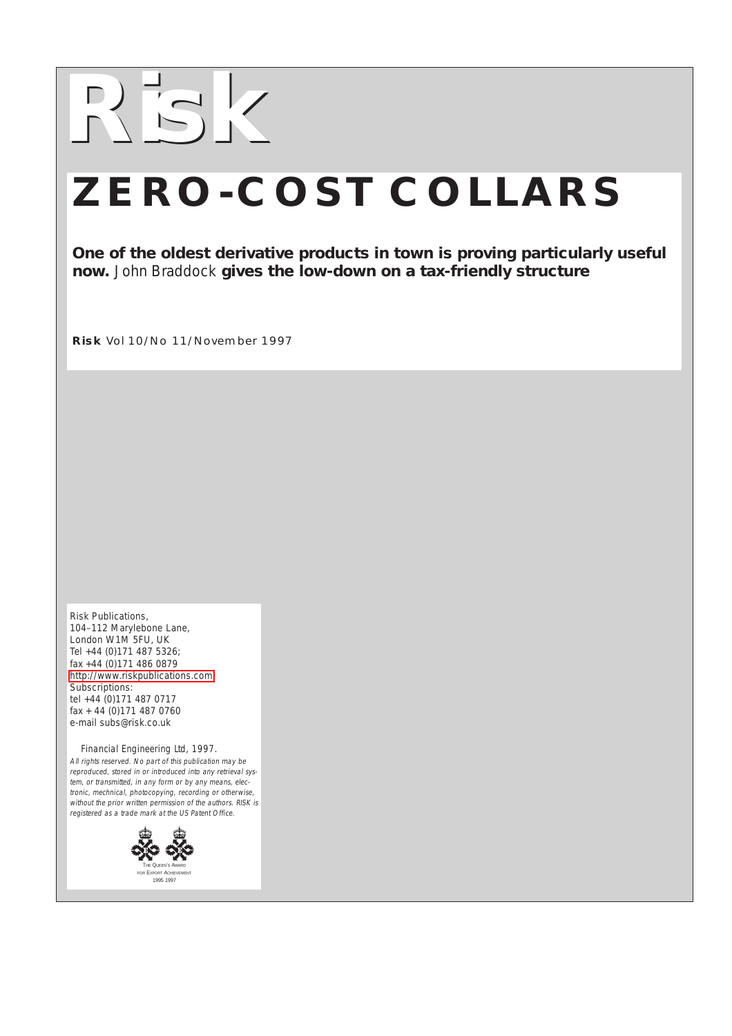# Risk

# ZERO-COST COLLARS

**One of the oldest derivative products in town is proving particularly useful now.** John Braddock **gives the low-down on a tax-friendly structure**

**Risk** Vol 10/No 11/November 1997

Risk Publications,
104–112 Marylebone Lane,
London W1M 5FU, UK
Tel +44 (0)171 487 5326;
fax +44 (0)171 486 0879
http://www.riskpublications.com
Subscriptions:
tel +44 (0)171 487 0717
fax + 44 (0)171 487 0760
e-mail subs@risk.co.uk

Financial Engineering Ltd, 1997.

*All rights reserved. No part of this publication may be reproduced, stored in or introduced into any retrieval system, or transmitted, in any form or by any means, electronic, mechnical, photocopying, recording or otherwise, without the prior written permission of the authors. RISK is registered as a trade mark at the US Patent Office.*

THE QUEEN'S AWARD FOR EXPORT ACHIEVEMENT
1995 1997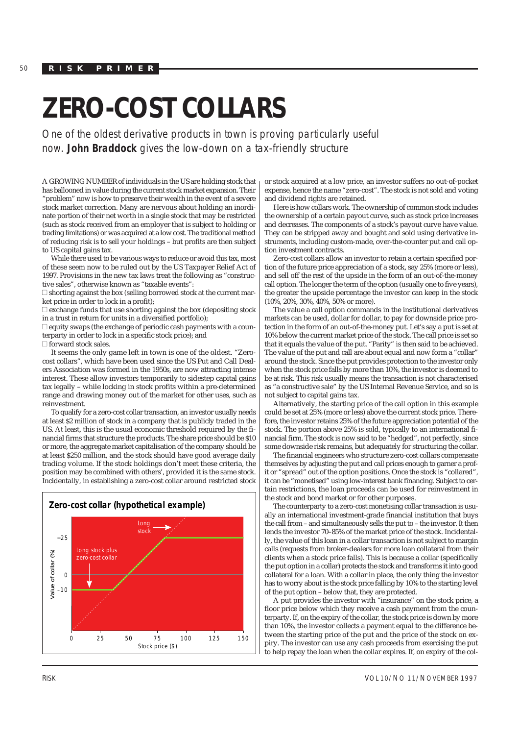# ZERO-COST COLLARS

*One of the oldest derivative products in town is proving particularly useful now.* ***John Braddock*** *gives the low-down on a tax-friendly structure*

A GROWING NUMBER of individuals in the US are holding stock that has ballooned in value during the current stock market expansion. Their "problem" now is how to preserve their wealth in the event of a severe stock market correction. Many are nervous about holding an inordinate portion of their net worth in a single stock that may be restricted (such as stock received from an employer that is subject to holding or trading limitations) or was acquired at a low cost. The traditional method of reducing risk is to sell your holdings – but profits are then subject to US capital gains tax.

While there used to be various ways to reduce or avoid this tax, most of these seem now to be ruled out by the US Taxpayer Relief Act of 1997. Provisions in the new tax laws treat the following as "constructive sales", otherwise known as "taxable events":

- shorting against the box (selling borrowed stock at the current market price in order to lock in a profit);
- exchange funds that use shorting against the box (depositing stock in a trust in return for units in a diversified portfolio);
- equity swaps (the exchange of periodic cash payments with a counterparty in order to lock in a specific stock price); and
- forward stock sales.

It seems the only game left in town is one of the oldest. "Zero-cost collars", which have been used since the US Put and Call Dealers Association was formed in the 1950s, are now attracting intense interest. These allow investors temporarily to sidestep capital gains tax legally – while locking in stock profits within a pre-determined range and drawing money out of the market for other uses, such as reinvestment.

To qualify for a zero-cost collar transaction, an investor usually needs at least $2 million of stock in a company that is publicly traded in the US. At least, this is the usual economic threshold required by the financial firms that structure the products. The share price should be $10 or more, the aggregate market capitalisation of the company should be at least $250 million, and the stock should have good average daily trading volume. If the stock holdings don't meet these criteria, the position may be combined with others', provided it is the same stock. Incidentally, in establishing a zero-cost collar around restricted stock or stock acquired at a low price, an investor suffers no out-of-pocket expense, hence the name "zero-cost". The stock is not sold and voting and dividend rights are retained.

**Zero-cost collar (hypothetical example)**

Here is how collars work. The ownership of common stock includes the ownership of a certain payout curve, such as stock price increases and decreases. The components of a stock's payout curve have value. They can be stripped away and bought and sold using derivative instruments, including custom-made, over-the-counter put and call option investment contracts.

Zero-cost collars allow an investor to retain a certain specified portion of the future price appreciation of a stock, say 25% (more or less), and sell off the rest of the upside in the form of an out-of-the-money call option. The longer the term of the option (usually one to five years), the greater the upside percentage the investor can keep in the stock (10%, 20%, 30%, 40%, 50% or more).

The value a call option commands in the institutional derivatives markets can be used, dollar for dollar, to pay for downside price protection in the form of an out-of-the-money put. Let's say a put is set at 10% below the current market price of the stock. The call price is set so that it equals the value of the put. "Parity" is then said to be achieved. The value of the put and call are about equal and now form a "collar" around the stock. Since the put provides protection to the investor only when the stock price falls by more than 10%, the investor is deemed to be at risk. This risk usually means the transaction is not characterised as "a constructive sale" by the US Internal Revenue Service, and so is not subject to capital gains tax.

Alternatively, the starting price of the call option in this example could be set at 25% (more or less) above the current stock price. Therefore, the investor retains 25% of the future appreciation potential of the stock. The portion above 25% is sold, typically to an international financial firm. The stock is now said to be "hedged", not perfectly, since some downside risk remains, but adequately for structuring the collar.

The financial engineers who structure zero-cost collars compensate themselves by adjusting the put and call prices enough to garner a profit or "spread" out of the option positions. Once the stock is "collared", it can be "monetised" using low-interest bank financing. Subject to certain restrictions, the loan proceeds can be used for reinvestment in the stock and bond market or for other purposes.

The counterparty to a zero-cost monetising collar transaction is usually an international investment-grade financial institution that buys the call from – and simultaneously sells the put to – the investor. It then lends the investor 70–85% of the market price of the stock. Incidentally, the value of this loan in a collar transaction is not subject to margin calls (requests from broker-dealers for more loan collateral from their clients when a stock price falls). This is because a collar (specifically the put option in a collar) protects the stock and transforms it into good collateral for a loan. With a collar in place, the only thing the investor has to worry about is the stock price falling by 10% to the starting level of the put option – below that, they are protected.

A put provides the investor with "insurance" on the stock price, a floor price below which they receive a cash payment from the counterparty. If, on the expiry of the collar, the stock price is down by more than 10%, the investor collects a payment equal to the difference between the starting price of the put and the price of the stock on expiry. The investor can use any cash proceeds from exercising the put to help repay the loan when the collar expires. If, on expiry of the col-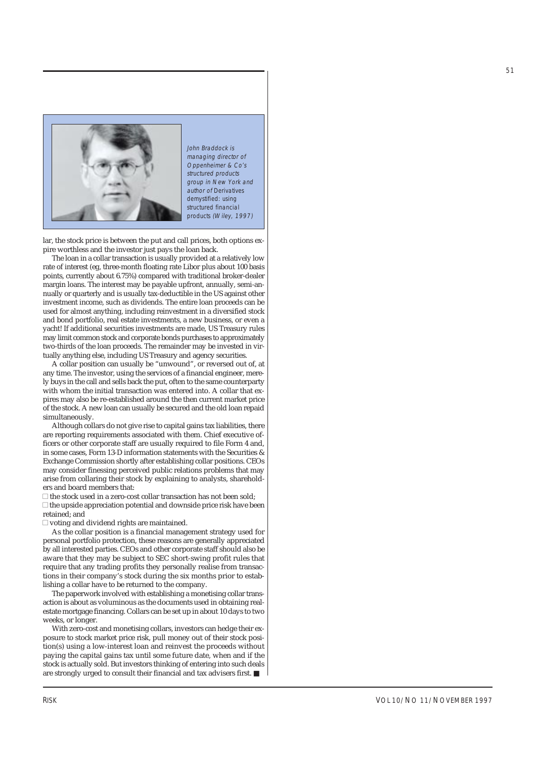*John Braddock is managing director of Oppenheimer & Co's structured products group in New York and author of* Derivatives demystified: using structured financial products *(Wiley, 1997)*

lar, the stock price is between the put and call prices, both options expire worthless and the investor just pays the loan back.

The loan in a collar transaction is usually provided at a relatively low rate of interest (eg, three-month floating rate Libor plus about 100 basis points, currently about 6.75%) compared with traditional broker-dealer margin loans. The interest may be payable upfront, annually, semi-annually or quarterly and is usually tax-deductible in the US against other investment income, such as dividends. The entire loan proceeds can be used for almost anything, including reinvestment in a diversified stock and bond portfolio, real estate investments, a new business, or even a yacht! If additional securities investments are made, US Treasury rules may limit common stock and corporate bonds purchases to approximately two-thirds of the loan proceeds. The remainder may be invested in virtually anything else, including US Treasury and agency securities.

A collar position can usually be "unwound", or reversed out of, at any time. The investor, using the services of a financial engineer, merely buys in the call and sells back the put, often to the same counterparty with whom the initial transaction was entered into. A collar that expires may also be re-established around the then current market price of the stock. A new loan can usually be secured and the old loan repaid simultaneously.

Although collars do not give rise to capital gains tax liabilities, there are reporting requirements associated with them. Chief executive officers or other corporate staff are usually required to file Form 4 and, in some cases, Form 13-D information statements with the Securities & Exchange Commission shortly after establishing collar positions. CEOs may consider finessing perceived public relations problems that may arise from collaring their stock by explaining to analysts, shareholders and board members that:

- the stock used in a zero-cost collar transaction has not been sold;
- the upside appreciation potential and downside price risk have been retained; and
- voting and dividend rights are maintained.

As the collar position is a financial management strategy used for personal portfolio protection, these reasons are generally appreciated by all interested parties. CEOs and other corporate staff should also be aware that they may be subject to SEC short-swing profit rules that require that any trading profits they personally realise from transactions in their company's stock during the six months prior to establishing a collar have to be returned to the company.

The paperwork involved with establishing a monetising collar transaction is about as voluminous as the documents used in obtaining real-estate mortgage financing. Collars can be set up in about 10 days to two weeks, or longer.

With zero-cost and monetising collars, investors can hedge their exposure to stock market price risk, pull money out of their stock position(s) using a low-interest loan and reinvest the proceeds without paying the capital gains tax until some future date, when and if the stock is actually sold. But investors thinking of entering into such deals are strongly urged to consult their financial and tax advisers first. ■